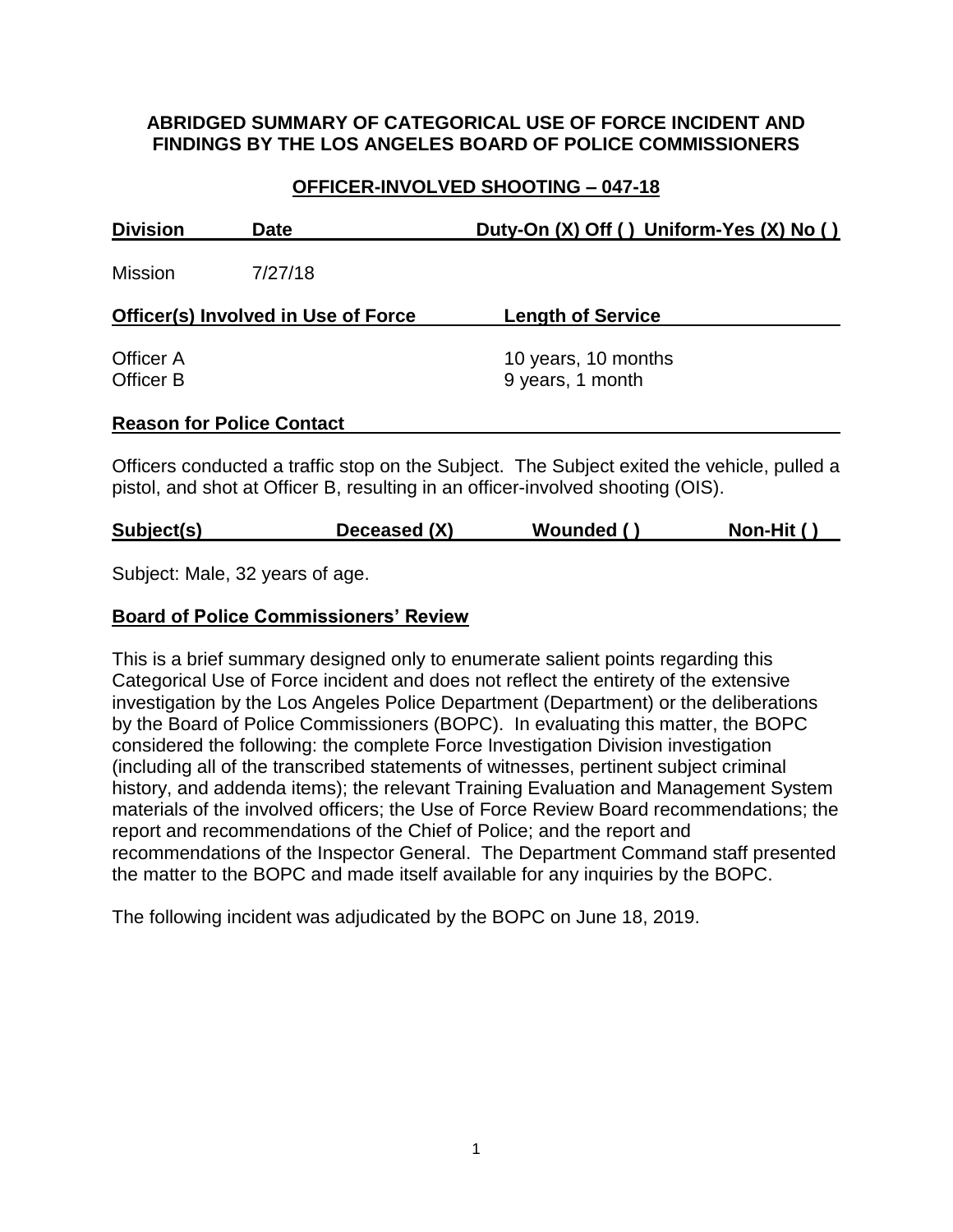# ABRIDGED SUMMARY OF CATEGORICAL USE OF FORCE INCIDENT AND FINDINGS BY THE LOS ANGELES BOARD OF POLICE COMMISSIONERS

## OFFICER-INVOLVED SHOOTING – 047-18

| Division | Date | Duty-On (X) Off ( ) Uniform-Yes (X) No ( ) |
|---|---|---|
| Mission | 7/27/18 | |

| Officer(s) Involved in Use of Force | Length of Service |
|---|---|
| Officer A | 10 years, 10 months |
| Officer B | 9 years, 1 month |

**Reason for Police Contact**

Officers conducted a traffic stop on the Subject. The Subject exited the vehicle, pulled a pistol, and shot at Officer B, resulting in an officer-involved shooting (OIS).

| Subject(s) | Deceased (X) | Wounded ( ) | Non-Hit ( ) |
|---|---|---|---|

Subject: Male, 32 years of age.

**Board of Police Commissioners' Review**

This is a brief summary designed only to enumerate salient points regarding this Categorical Use of Force incident and does not reflect the entirety of the extensive investigation by the Los Angeles Police Department (Department) or the deliberations by the Board of Police Commissioners (BOPC). In evaluating this matter, the BOPC considered the following: the complete Force Investigation Division investigation (including all of the transcribed statements of witnesses, pertinent subject criminal history, and addenda items); the relevant Training Evaluation and Management System materials of the involved officers; the Use of Force Review Board recommendations; the report and recommendations of the Chief of Police; and the report and recommendations of the Inspector General. The Department Command staff presented the matter to the BOPC and made itself available for any inquiries by the BOPC.

The following incident was adjudicated by the BOPC on June 18, 2019.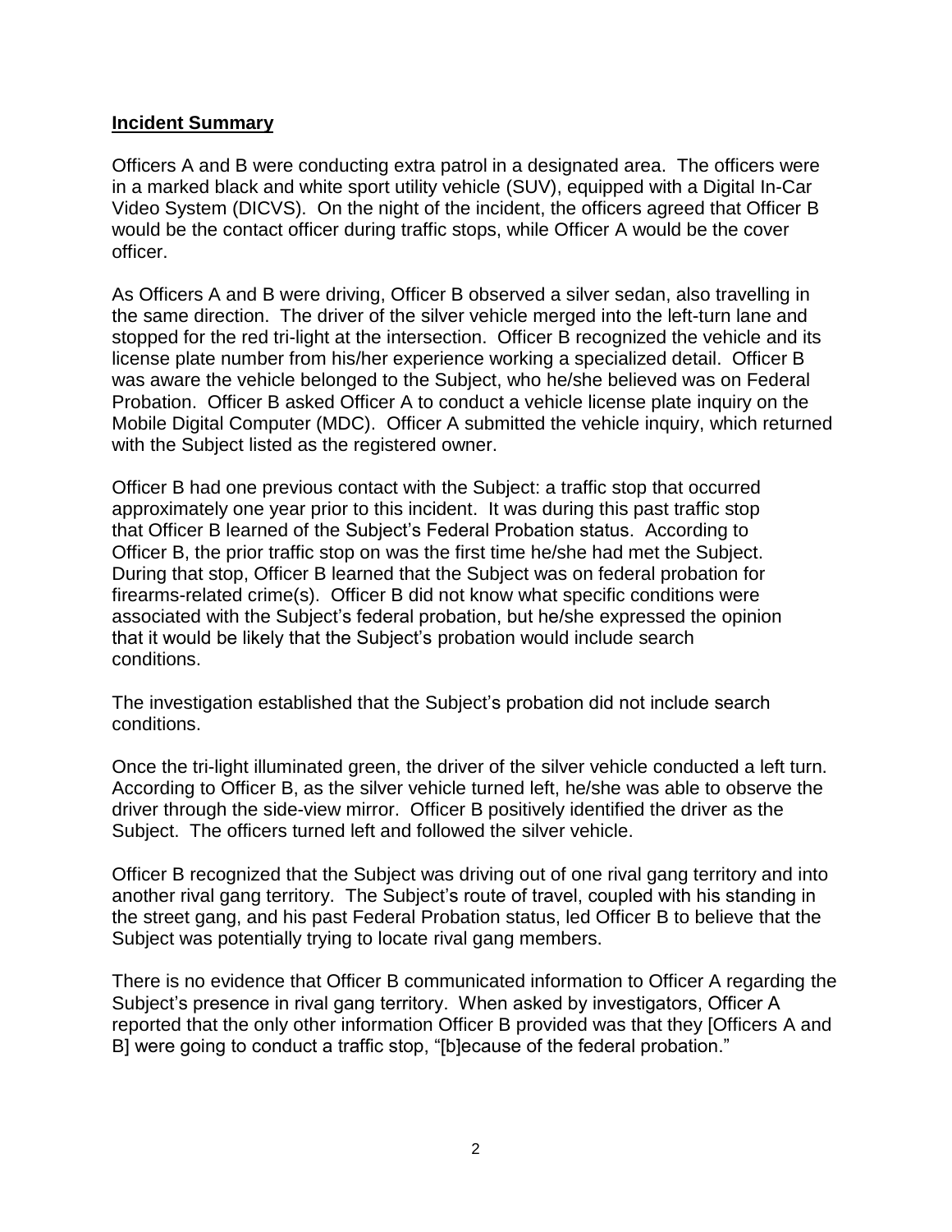**Incident Summary**

Officers A and B were conducting extra patrol in a designated area. The officers were in a marked black and white sport utility vehicle (SUV), equipped with a Digital In-Car Video System (DICVS). On the night of the incident, the officers agreed that Officer B would be the contact officer during traffic stops, while Officer A would be the cover officer.

As Officers A and B were driving, Officer B observed a silver sedan, also travelling in the same direction. The driver of the silver vehicle merged into the left-turn lane and stopped for the red tri-light at the intersection. Officer B recognized the vehicle and its license plate number from his/her experience working a specialized detail. Officer B was aware the vehicle belonged to the Subject, who he/she believed was on Federal Probation. Officer B asked Officer A to conduct a vehicle license plate inquiry on the Mobile Digital Computer (MDC). Officer A submitted the vehicle inquiry, which returned with the Subject listed as the registered owner.

Officer B had one previous contact with the Subject: a traffic stop that occurred approximately one year prior to this incident. It was during this past traffic stop that Officer B learned of the Subject's Federal Probation status. According to Officer B, the prior traffic stop on was the first time he/she had met the Subject. During that stop, Officer B learned that the Subject was on federal probation for firearms-related crime(s). Officer B did not know what specific conditions were associated with the Subject's federal probation, but he/she expressed the opinion that it would be likely that the Subject's probation would include search conditions.

The investigation established that the Subject's probation did not include search conditions.

Once the tri-light illuminated green, the driver of the silver vehicle conducted a left turn. According to Officer B, as the silver vehicle turned left, he/she was able to observe the driver through the side-view mirror. Officer B positively identified the driver as the Subject. The officers turned left and followed the silver vehicle.

Officer B recognized that the Subject was driving out of one rival gang territory and into another rival gang territory. The Subject's route of travel, coupled with his standing in the street gang, and his past Federal Probation status, led Officer B to believe that the Subject was potentially trying to locate rival gang members.

There is no evidence that Officer B communicated information to Officer A regarding the Subject's presence in rival gang territory. When asked by investigators, Officer A reported that the only other information Officer B provided was that they [Officers A and B] were going to conduct a traffic stop, "[b]ecause of the federal probation."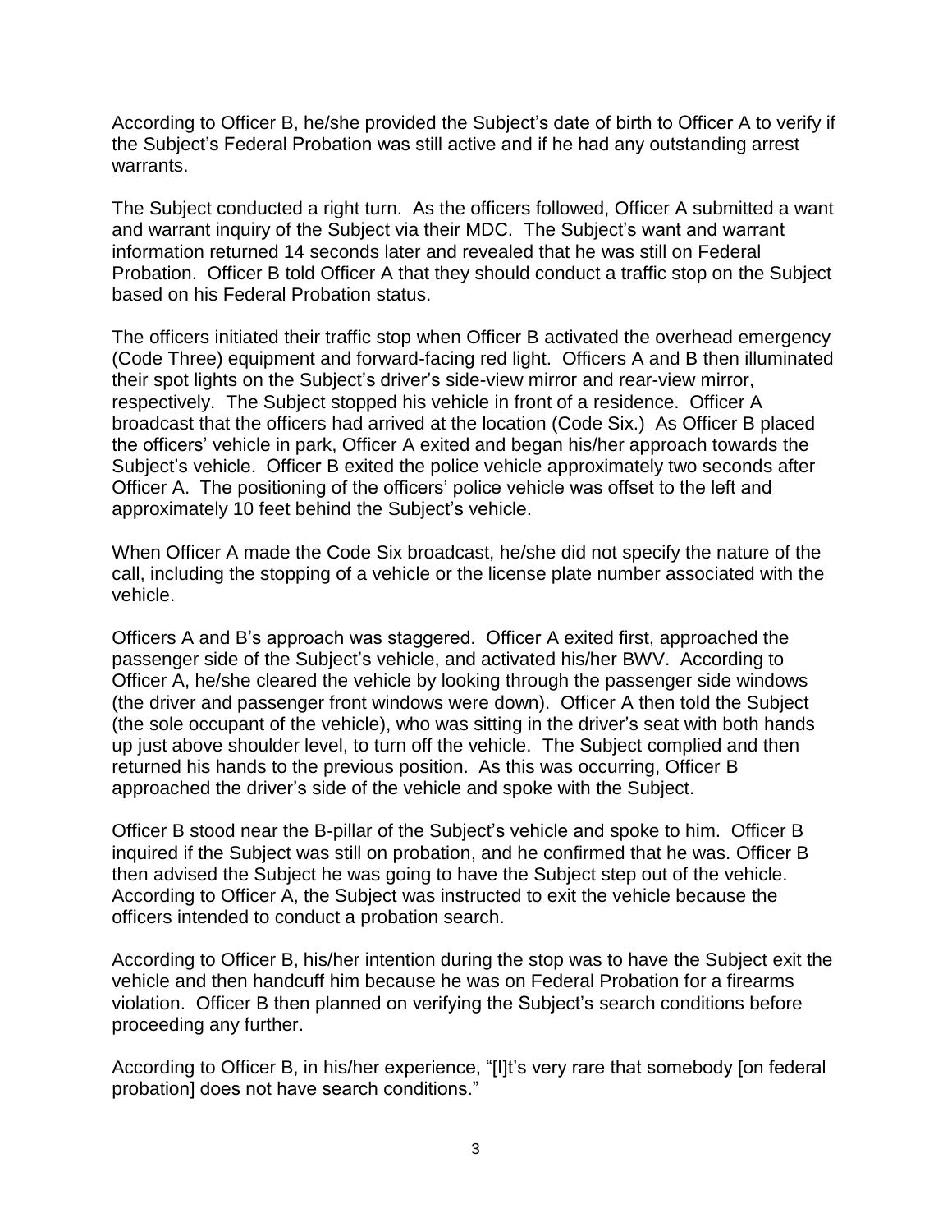According to Officer B, he/she provided the Subject's date of birth to Officer A to verify if the Subject's Federal Probation was still active and if he had any outstanding arrest warrants.

The Subject conducted a right turn. As the officers followed, Officer A submitted a want and warrant inquiry of the Subject via their MDC. The Subject's want and warrant information returned 14 seconds later and revealed that he was still on Federal Probation. Officer B told Officer A that they should conduct a traffic stop on the Subject based on his Federal Probation status.

The officers initiated their traffic stop when Officer B activated the overhead emergency (Code Three) equipment and forward-facing red light. Officers A and B then illuminated their spot lights on the Subject's driver's side-view mirror and rear-view mirror, respectively. The Subject stopped his vehicle in front of a residence. Officer A broadcast that the officers had arrived at the location (Code Six.) As Officer B placed the officers' vehicle in park, Officer A exited and began his/her approach towards the Subject's vehicle. Officer B exited the police vehicle approximately two seconds after Officer A. The positioning of the officers' police vehicle was offset to the left and approximately 10 feet behind the Subject's vehicle.

When Officer A made the Code Six broadcast, he/she did not specify the nature of the call, including the stopping of a vehicle or the license plate number associated with the vehicle.

Officers A and B's approach was staggered. Officer A exited first, approached the passenger side of the Subject's vehicle, and activated his/her BWV. According to Officer A, he/she cleared the vehicle by looking through the passenger side windows (the driver and passenger front windows were down). Officer A then told the Subject (the sole occupant of the vehicle), who was sitting in the driver's seat with both hands up just above shoulder level, to turn off the vehicle. The Subject complied and then returned his hands to the previous position. As this was occurring, Officer B approached the driver's side of the vehicle and spoke with the Subject.

Officer B stood near the B-pillar of the Subject's vehicle and spoke to him. Officer B inquired if the Subject was still on probation, and he confirmed that he was. Officer B then advised the Subject he was going to have the Subject step out of the vehicle. According to Officer A, the Subject was instructed to exit the vehicle because the officers intended to conduct a probation search.

According to Officer B, his/her intention during the stop was to have the Subject exit the vehicle and then handcuff him because he was on Federal Probation for a firearms violation. Officer B then planned on verifying the Subject's search conditions before proceeding any further.

According to Officer B, in his/her experience, "[I]t's very rare that somebody [on federal probation] does not have search conditions."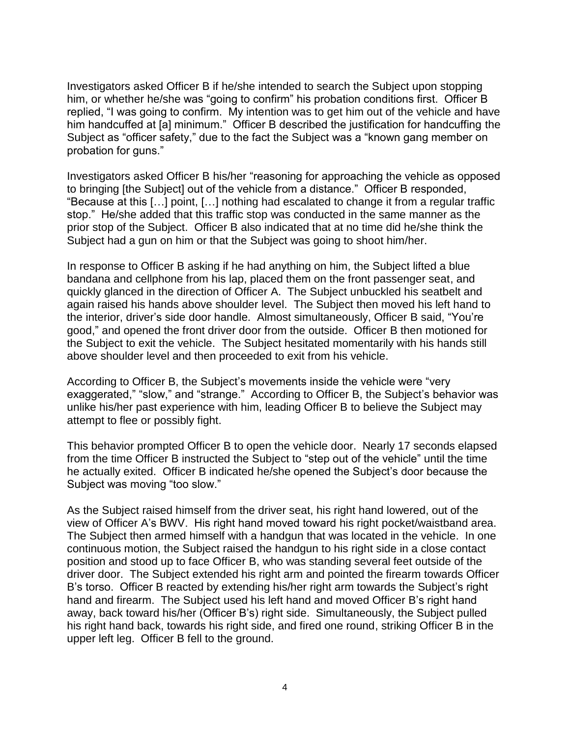Investigators asked Officer B if he/she intended to search the Subject upon stopping him, or whether he/she was "going to confirm" his probation conditions first. Officer B replied, "I was going to confirm. My intention was to get him out of the vehicle and have him handcuffed at [a] minimum." Officer B described the justification for handcuffing the Subject as "officer safety," due to the fact the Subject was a "known gang member on probation for guns."

Investigators asked Officer B his/her "reasoning for approaching the vehicle as opposed to bringing [the Subject] out of the vehicle from a distance." Officer B responded, "Because at this […] point, […] nothing had escalated to change it from a regular traffic stop." He/she added that this traffic stop was conducted in the same manner as the prior stop of the Subject. Officer B also indicated that at no time did he/she think the Subject had a gun on him or that the Subject was going to shoot him/her.

In response to Officer B asking if he had anything on him, the Subject lifted a blue bandana and cellphone from his lap, placed them on the front passenger seat, and quickly glanced in the direction of Officer A. The Subject unbuckled his seatbelt and again raised his hands above shoulder level. The Subject then moved his left hand to the interior, driver's side door handle. Almost simultaneously, Officer B said, "You're good," and opened the front driver door from the outside. Officer B then motioned for the Subject to exit the vehicle. The Subject hesitated momentarily with his hands still above shoulder level and then proceeded to exit from his vehicle.

According to Officer B, the Subject's movements inside the vehicle were "very exaggerated," "slow," and "strange." According to Officer B, the Subject's behavior was unlike his/her past experience with him, leading Officer B to believe the Subject may attempt to flee or possibly fight.

This behavior prompted Officer B to open the vehicle door. Nearly 17 seconds elapsed from the time Officer B instructed the Subject to "step out of the vehicle" until the time he actually exited. Officer B indicated he/she opened the Subject's door because the Subject was moving "too slow."

As the Subject raised himself from the driver seat, his right hand lowered, out of the view of Officer A's BWV. His right hand moved toward his right pocket/waistband area. The Subject then armed himself with a handgun that was located in the vehicle. In one continuous motion, the Subject raised the handgun to his right side in a close contact position and stood up to face Officer B, who was standing several feet outside of the driver door. The Subject extended his right arm and pointed the firearm towards Officer B's torso. Officer B reacted by extending his/her right arm towards the Subject's right hand and firearm. The Subject used his left hand and moved Officer B's right hand away, back toward his/her (Officer B's) right side. Simultaneously, the Subject pulled his right hand back, towards his right side, and fired one round, striking Officer B in the upper left leg. Officer B fell to the ground.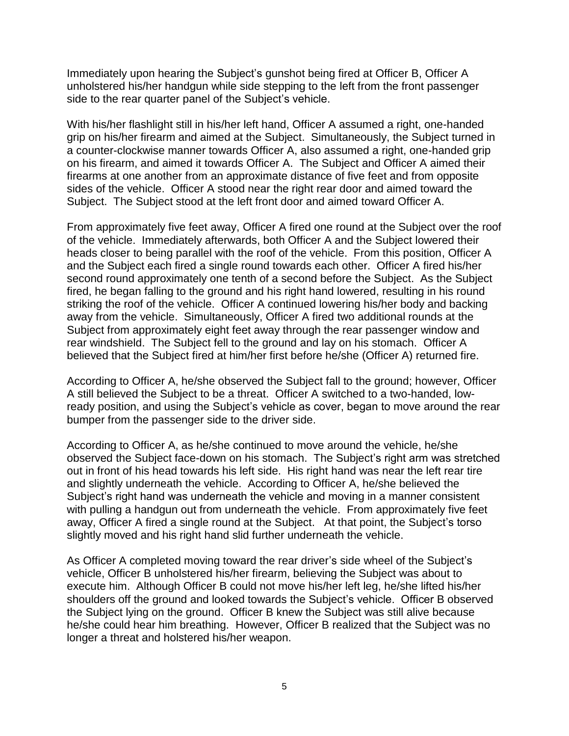Immediately upon hearing the Subject's gunshot being fired at Officer B, Officer A unholstered his/her handgun while side stepping to the left from the front passenger side to the rear quarter panel of the Subject's vehicle.

With his/her flashlight still in his/her left hand, Officer A assumed a right, one-handed grip on his/her firearm and aimed at the Subject. Simultaneously, the Subject turned in a counter-clockwise manner towards Officer A, also assumed a right, one-handed grip on his firearm, and aimed it towards Officer A. The Subject and Officer A aimed their firearms at one another from an approximate distance of five feet and from opposite sides of the vehicle. Officer A stood near the right rear door and aimed toward the Subject. The Subject stood at the left front door and aimed toward Officer A.

From approximately five feet away, Officer A fired one round at the Subject over the roof of the vehicle. Immediately afterwards, both Officer A and the Subject lowered their heads closer to being parallel with the roof of the vehicle. From this position, Officer A and the Subject each fired a single round towards each other. Officer A fired his/her second round approximately one tenth of a second before the Subject. As the Subject fired, he began falling to the ground and his right hand lowered, resulting in his round striking the roof of the vehicle. Officer A continued lowering his/her body and backing away from the vehicle. Simultaneously, Officer A fired two additional rounds at the Subject from approximately eight feet away through the rear passenger window and rear windshield. The Subject fell to the ground and lay on his stomach. Officer A believed that the Subject fired at him/her first before he/she (Officer A) returned fire.

According to Officer A, he/she observed the Subject fall to the ground; however, Officer A still believed the Subject to be a threat. Officer A switched to a two-handed, low-ready position, and using the Subject's vehicle as cover, began to move around the rear bumper from the passenger side to the driver side.

According to Officer A, as he/she continued to move around the vehicle, he/she observed the Subject face-down on his stomach. The Subject's right arm was stretched out in front of his head towards his left side. His right hand was near the left rear tire and slightly underneath the vehicle. According to Officer A, he/she believed the Subject's right hand was underneath the vehicle and moving in a manner consistent with pulling a handgun out from underneath the vehicle. From approximately five feet away, Officer A fired a single round at the Subject. At that point, the Subject's torso slightly moved and his right hand slid further underneath the vehicle.

As Officer A completed moving toward the rear driver's side wheel of the Subject's vehicle, Officer B unholstered his/her firearm, believing the Subject was about to execute him. Although Officer B could not move his/her left leg, he/she lifted his/her shoulders off the ground and looked towards the Subject's vehicle. Officer B observed the Subject lying on the ground. Officer B knew the Subject was still alive because he/she could hear him breathing. However, Officer B realized that the Subject was no longer a threat and holstered his/her weapon.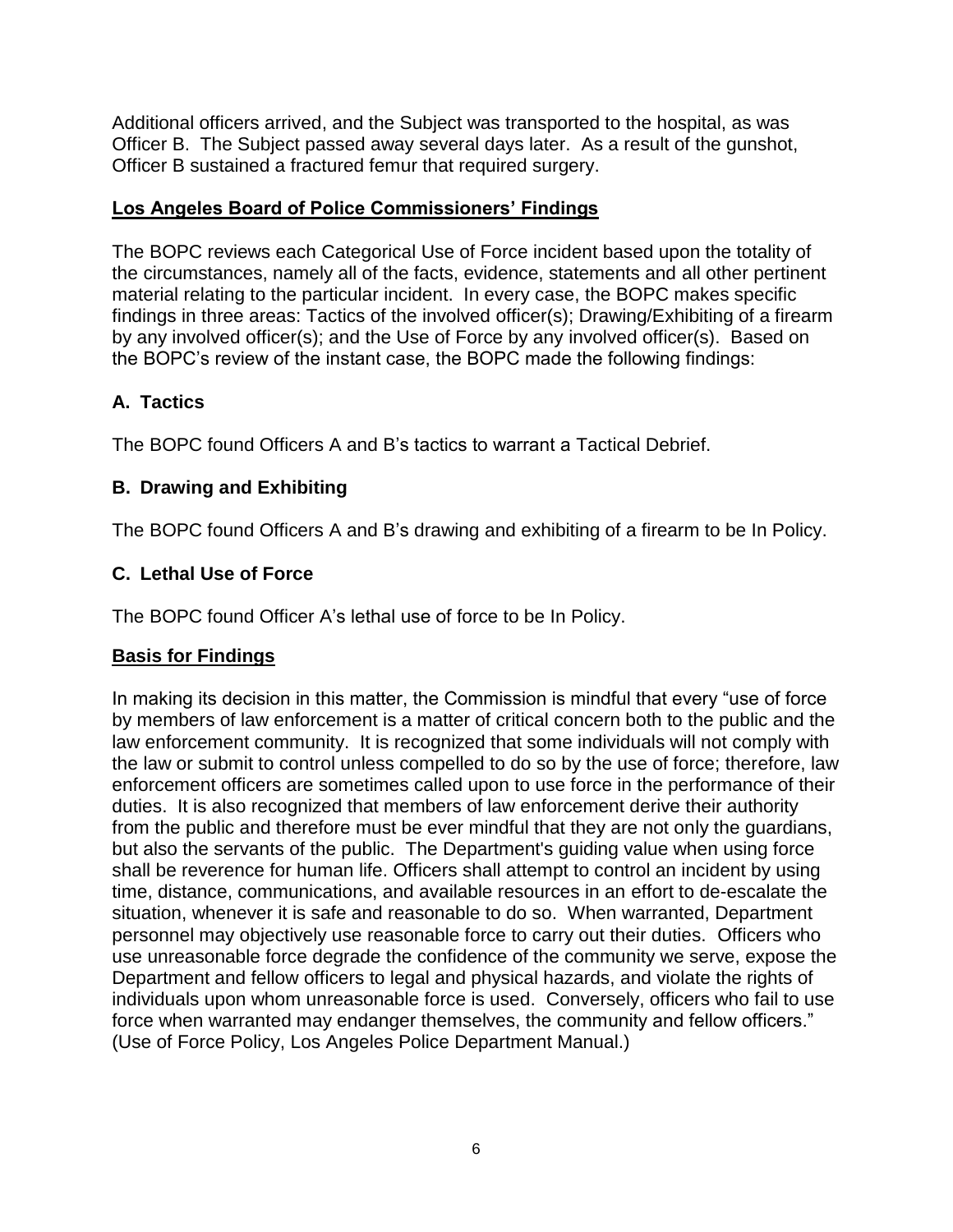Additional officers arrived, and the Subject was transported to the hospital, as was Officer B. The Subject passed away several days later. As a result of the gunshot, Officer B sustained a fractured femur that required surgery.

## Los Angeles Board of Police Commissioners' Findings

The BOPC reviews each Categorical Use of Force incident based upon the totality of the circumstances, namely all of the facts, evidence, statements and all other pertinent material relating to the particular incident. In every case, the BOPC makes specific findings in three areas: Tactics of the involved officer(s); Drawing/Exhibiting of a firearm by any involved officer(s); and the Use of Force by any involved officer(s). Based on the BOPC's review of the instant case, the BOPC made the following findings:

### A. Tactics

The BOPC found Officers A and B's tactics to warrant a Tactical Debrief.

### B. Drawing and Exhibiting

The BOPC found Officers A and B's drawing and exhibiting of a firearm to be In Policy.

### C. Lethal Use of Force

The BOPC found Officer A's lethal use of force to be In Policy.

## Basis for Findings

In making its decision in this matter, the Commission is mindful that every "use of force by members of law enforcement is a matter of critical concern both to the public and the law enforcement community. It is recognized that some individuals will not comply with the law or submit to control unless compelled to do so by the use of force; therefore, law enforcement officers are sometimes called upon to use force in the performance of their duties. It is also recognized that members of law enforcement derive their authority from the public and therefore must be ever mindful that they are not only the guardians, but also the servants of the public. The Department's guiding value when using force shall be reverence for human life. Officers shall attempt to control an incident by using time, distance, communications, and available resources in an effort to de-escalate the situation, whenever it is safe and reasonable to do so. When warranted, Department personnel may objectively use reasonable force to carry out their duties. Officers who use unreasonable force degrade the confidence of the community we serve, expose the Department and fellow officers to legal and physical hazards, and violate the rights of individuals upon whom unreasonable force is used. Conversely, officers who fail to use force when warranted may endanger themselves, the community and fellow officers." (Use of Force Policy, Los Angeles Police Department Manual.)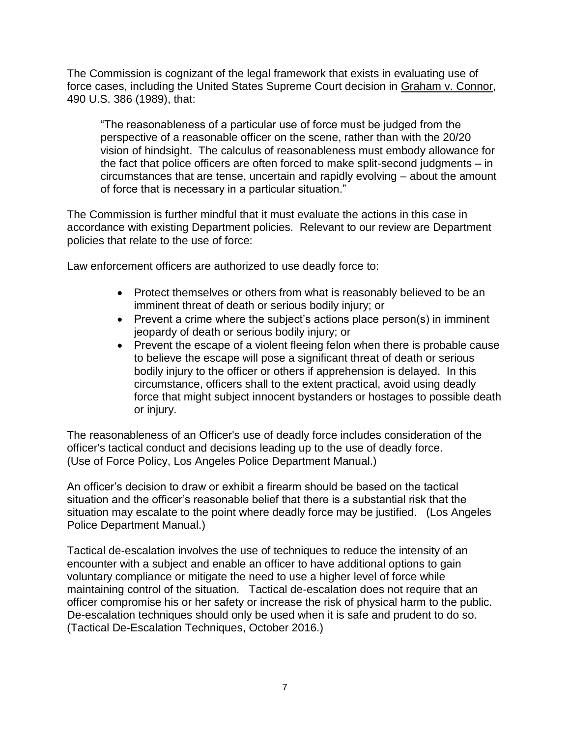The Commission is cognizant of the legal framework that exists in evaluating use of force cases, including the United States Supreme Court decision in Graham v. Connor, 490 U.S. 386 (1989), that:

> "The reasonableness of a particular use of force must be judged from the perspective of a reasonable officer on the scene, rather than with the 20/20 vision of hindsight. The calculus of reasonableness must embody allowance for the fact that police officers are often forced to make split-second judgments – in circumstances that are tense, uncertain and rapidly evolving – about the amount of force that is necessary in a particular situation."

The Commission is further mindful that it must evaluate the actions in this case in accordance with existing Department policies. Relevant to our review are Department policies that relate to the use of force:

Law enforcement officers are authorized to use deadly force to:

- Protect themselves or others from what is reasonably believed to be an imminent threat of death or serious bodily injury; or
- Prevent a crime where the subject's actions place person(s) in imminent jeopardy of death or serious bodily injury; or
- Prevent the escape of a violent fleeing felon when there is probable cause to believe the escape will pose a significant threat of death or serious bodily injury to the officer or others if apprehension is delayed. In this circumstance, officers shall to the extent practical, avoid using deadly force that might subject innocent bystanders or hostages to possible death or injury.

The reasonableness of an Officer's use of deadly force includes consideration of the officer's tactical conduct and decisions leading up to the use of deadly force. (Use of Force Policy, Los Angeles Police Department Manual.)

An officer's decision to draw or exhibit a firearm should be based on the tactical situation and the officer's reasonable belief that there is a substantial risk that the situation may escalate to the point where deadly force may be justified. (Los Angeles Police Department Manual.)

Tactical de-escalation involves the use of techniques to reduce the intensity of an encounter with a subject and enable an officer to have additional options to gain voluntary compliance or mitigate the need to use a higher level of force while maintaining control of the situation. Tactical de-escalation does not require that an officer compromise his or her safety or increase the risk of physical harm to the public. De-escalation techniques should only be used when it is safe and prudent to do so. (Tactical De-Escalation Techniques, October 2016.)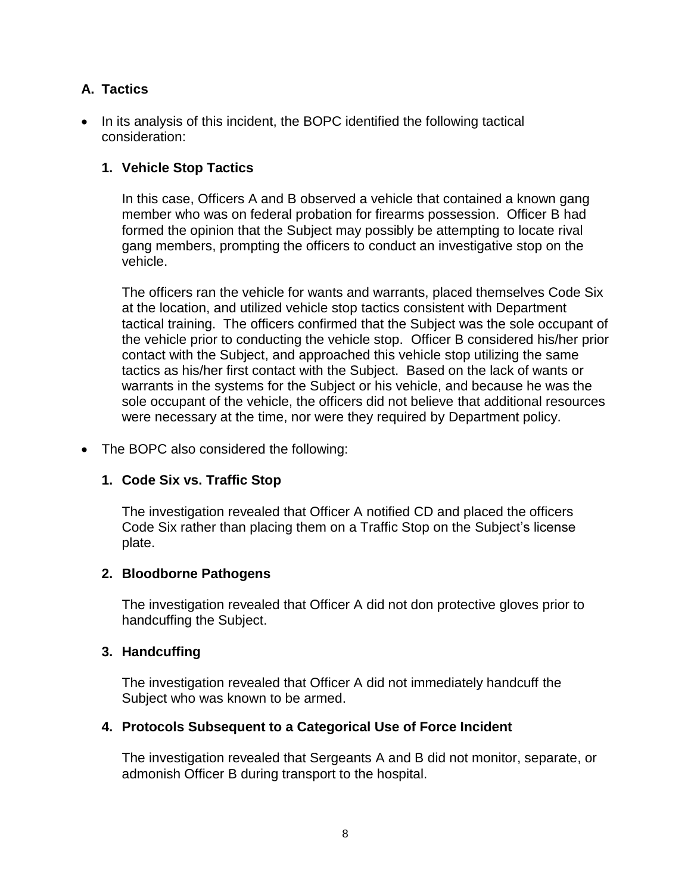## A. Tactics

- In its analysis of this incident, the BOPC identified the following tactical consideration:

### 1. Vehicle Stop Tactics

In this case, Officers A and B observed a vehicle that contained a known gang member who was on federal probation for firearms possession. Officer B had formed the opinion that the Subject may possibly be attempting to locate rival gang members, prompting the officers to conduct an investigative stop on the vehicle.

The officers ran the vehicle for wants and warrants, placed themselves Code Six at the location, and utilized vehicle stop tactics consistent with Department tactical training. The officers confirmed that the Subject was the sole occupant of the vehicle prior to conducting the vehicle stop. Officer B considered his/her prior contact with the Subject, and approached this vehicle stop utilizing the same tactics as his/her first contact with the Subject. Based on the lack of wants or warrants in the systems for the Subject or his vehicle, and because he was the sole occupant of the vehicle, the officers did not believe that additional resources were necessary at the time, nor were they required by Department policy.

- The BOPC also considered the following:

### 1. Code Six vs. Traffic Stop

The investigation revealed that Officer A notified CD and placed the officers Code Six rather than placing them on a Traffic Stop on the Subject's license plate.

### 2. Bloodborne Pathogens

The investigation revealed that Officer A did not don protective gloves prior to handcuffing the Subject.

### 3. Handcuffing

The investigation revealed that Officer A did not immediately handcuff the Subject who was known to be armed.

### 4. Protocols Subsequent to a Categorical Use of Force Incident

The investigation revealed that Sergeants A and B did not monitor, separate, or admonish Officer B during transport to the hospital.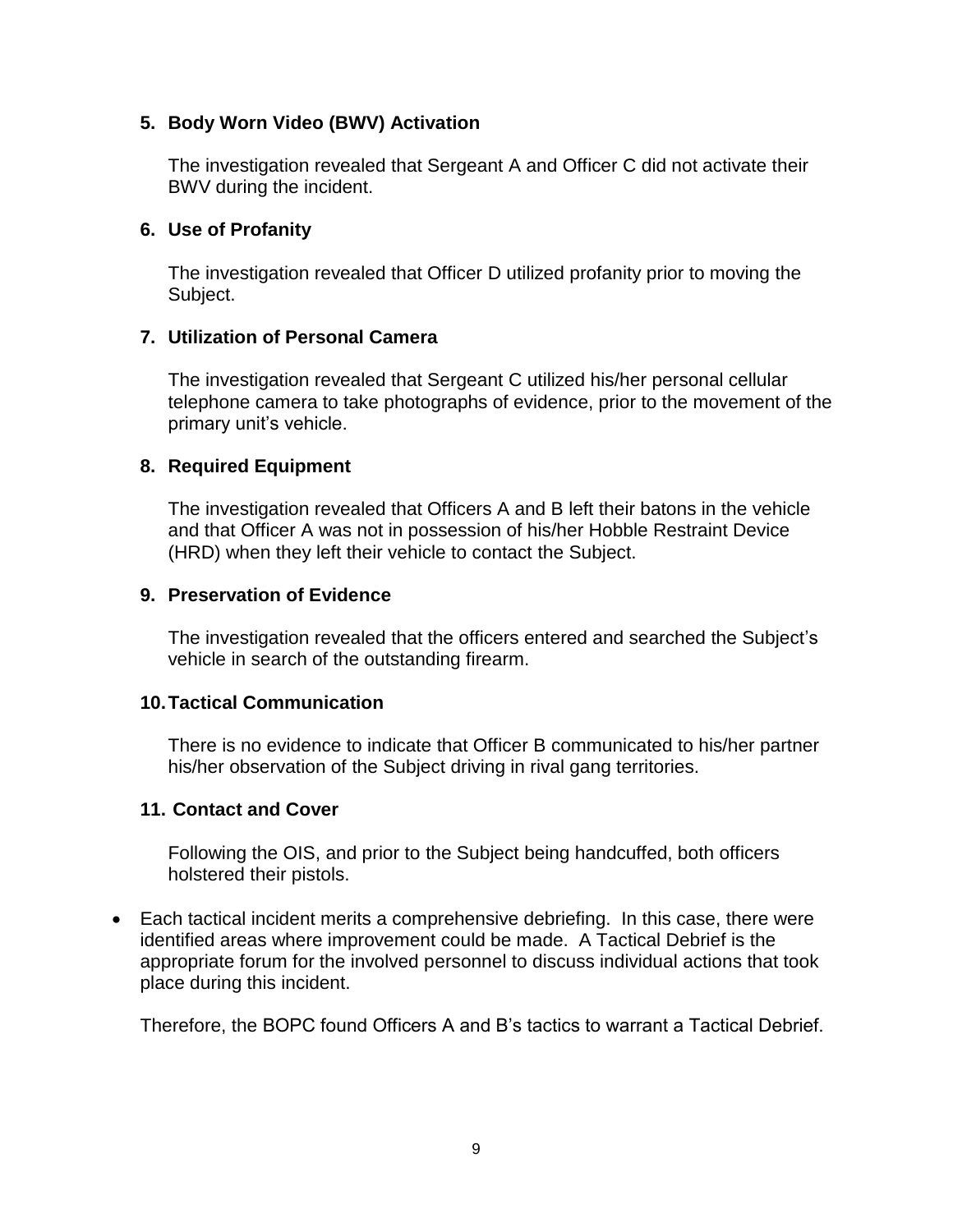**5. Body Worn Video (BWV) Activation**

The investigation revealed that Sergeant A and Officer C did not activate their BWV during the incident.

**6. Use of Profanity**

The investigation revealed that Officer D utilized profanity prior to moving the Subject.

**7. Utilization of Personal Camera**

The investigation revealed that Sergeant C utilized his/her personal cellular telephone camera to take photographs of evidence, prior to the movement of the primary unit's vehicle.

**8. Required Equipment**

The investigation revealed that Officers A and B left their batons in the vehicle and that Officer A was not in possession of his/her Hobble Restraint Device (HRD) when they left their vehicle to contact the Subject.

**9. Preservation of Evidence**

The investigation revealed that the officers entered and searched the Subject's vehicle in search of the outstanding firearm.

**10. Tactical Communication**

There is no evidence to indicate that Officer B communicated to his/her partner his/her observation of the Subject driving in rival gang territories.

**11. Contact and Cover**

Following the OIS, and prior to the Subject being handcuffed, both officers holstered their pistols.

- Each tactical incident merits a comprehensive debriefing. In this case, there were identified areas where improvement could be made. A Tactical Debrief is the appropriate forum for the involved personnel to discuss individual actions that took place during this incident.

  Therefore, the BOPC found Officers A and B's tactics to warrant a Tactical Debrief.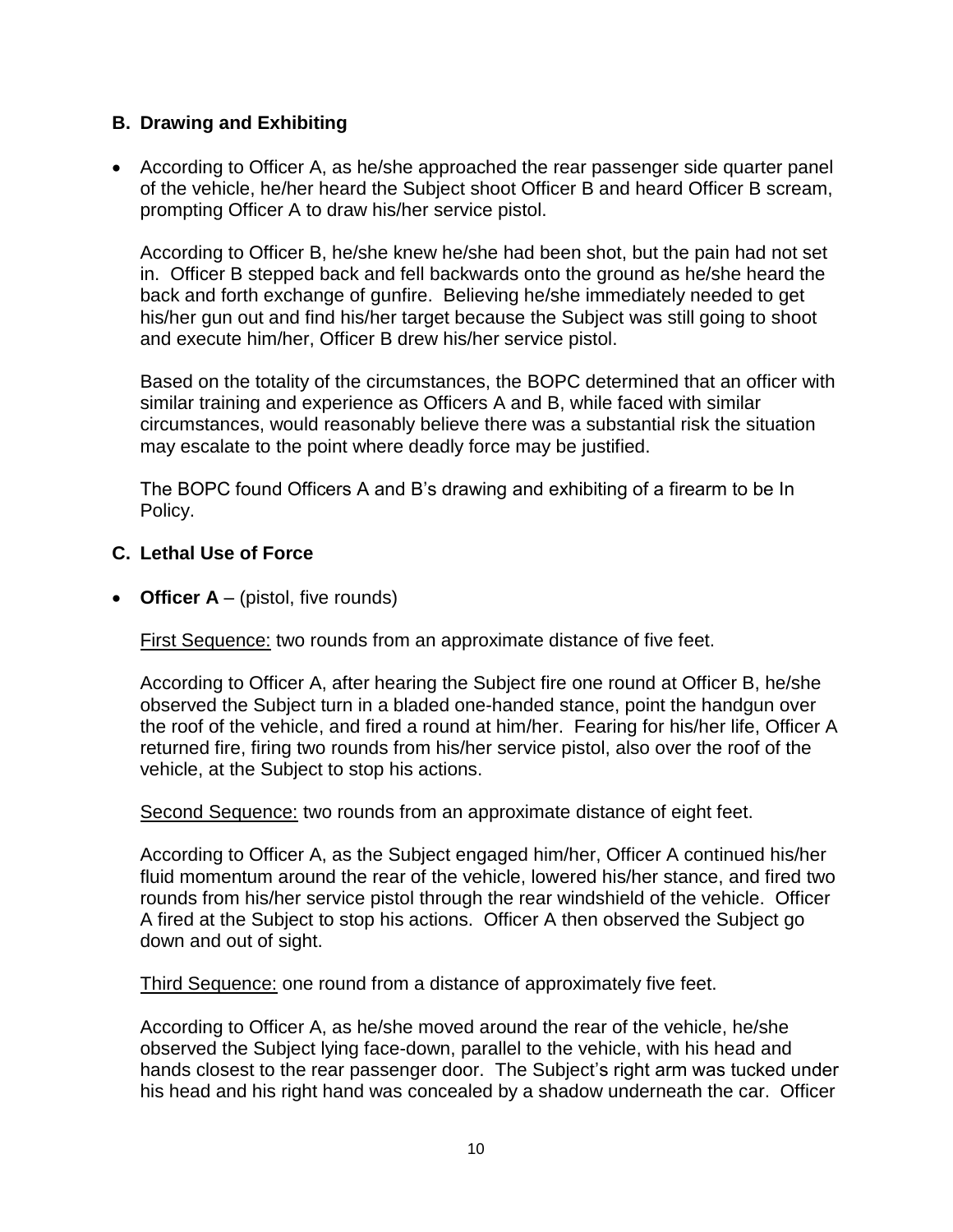## B. Drawing and Exhibiting

- According to Officer A, as he/she approached the rear passenger side quarter panel of the vehicle, he/her heard the Subject shoot Officer B and heard Officer B scream, prompting Officer A to draw his/her service pistol.

  According to Officer B, he/she knew he/she had been shot, but the pain had not set in. Officer B stepped back and fell backwards onto the ground as he/she heard the back and forth exchange of gunfire. Believing he/she immediately needed to get his/her gun out and find his/her target because the Subject was still going to shoot and execute him/her, Officer B drew his/her service pistol.

  Based on the totality of the circumstances, the BOPC determined that an officer with similar training and experience as Officers A and B, while faced with similar circumstances, would reasonably believe there was a substantial risk the situation may escalate to the point where deadly force may be justified.

  The BOPC found Officers A and B's drawing and exhibiting of a firearm to be In Policy.

## C. Lethal Use of Force

- **Officer A** – (pistol, five rounds)

  First Sequence: two rounds from an approximate distance of five feet.

  According to Officer A, after hearing the Subject fire one round at Officer B, he/she observed the Subject turn in a bladed one-handed stance, point the handgun over the roof of the vehicle, and fired a round at him/her. Fearing for his/her life, Officer A returned fire, firing two rounds from his/her service pistol, also over the roof of the vehicle, at the Subject to stop his actions.

  Second Sequence: two rounds from an approximate distance of eight feet.

  According to Officer A, as the Subject engaged him/her, Officer A continued his/her fluid momentum around the rear of the vehicle, lowered his/her stance, and fired two rounds from his/her service pistol through the rear windshield of the vehicle. Officer A fired at the Subject to stop his actions. Officer A then observed the Subject go down and out of sight.

  Third Sequence: one round from a distance of approximately five feet.

  According to Officer A, as he/she moved around the rear of the vehicle, he/she observed the Subject lying face-down, parallel to the vehicle, with his head and hands closest to the rear passenger door. The Subject's right arm was tucked under his head and his right hand was concealed by a shadow underneath the car. Officer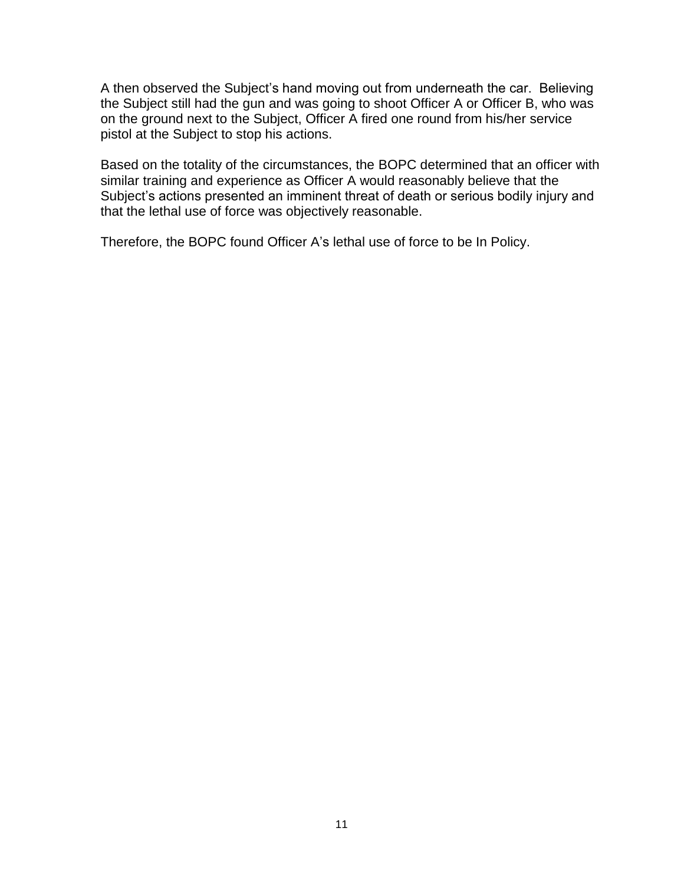A then observed the Subject's hand moving out from underneath the car. Believing the Subject still had the gun and was going to shoot Officer A or Officer B, who was on the ground next to the Subject, Officer A fired one round from his/her service pistol at the Subject to stop his actions.

Based on the totality of the circumstances, the BOPC determined that an officer with similar training and experience as Officer A would reasonably believe that the Subject's actions presented an imminent threat of death or serious bodily injury and that the lethal use of force was objectively reasonable.

Therefore, the BOPC found Officer A's lethal use of force to be In Policy.